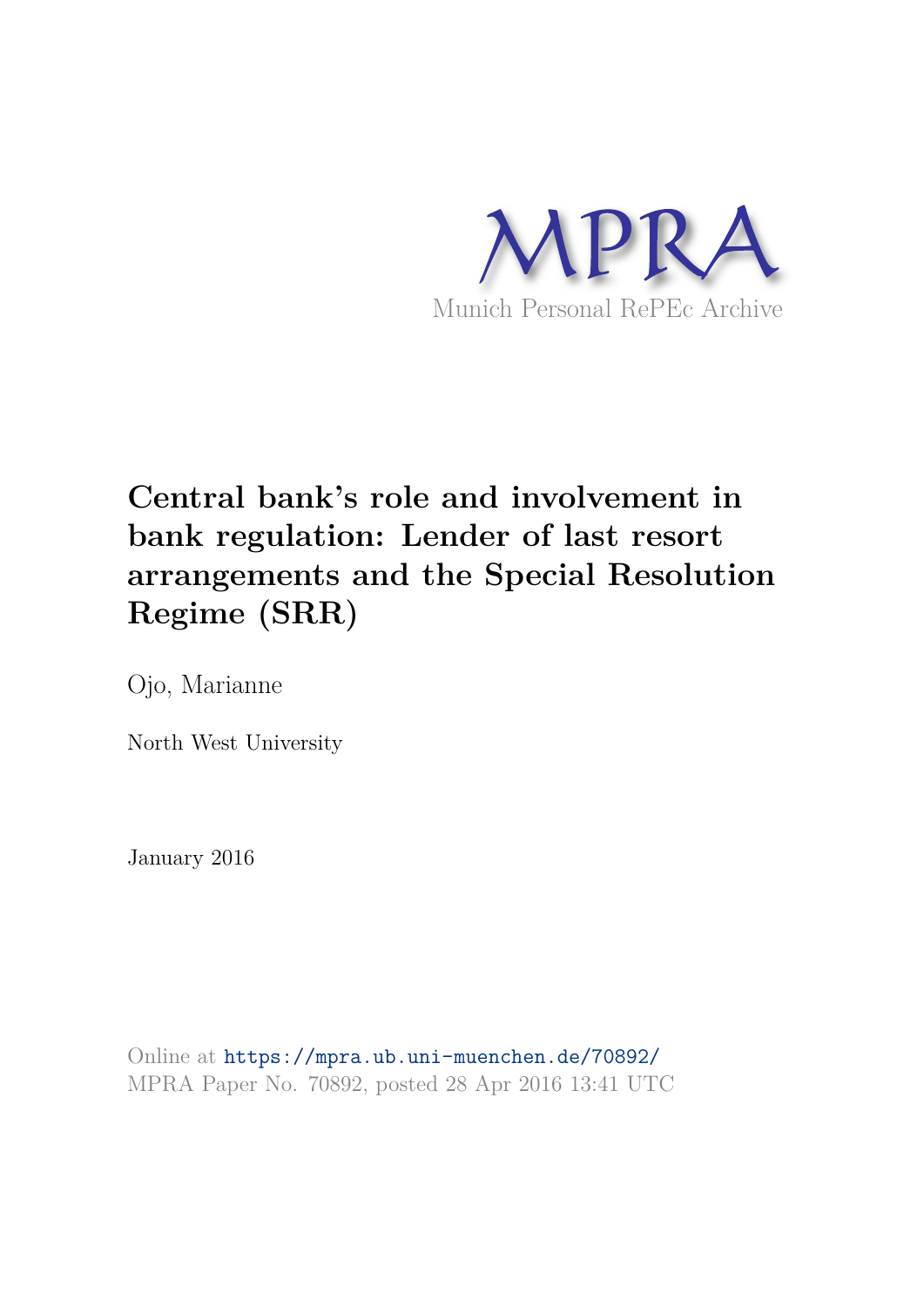MPRA

Munich Personal RePEc Archive

# Central bank's role and involvement in bank regulation: Lender of last resort arrangements and the Special Resolution Regime (SRR)

Ojo, Marianne

North West University

January 2016

Online at https://mpra.ub.uni-muenchen.de/70892/
MPRA Paper No. 70892, posted 28 Apr 2016 13:41 UTC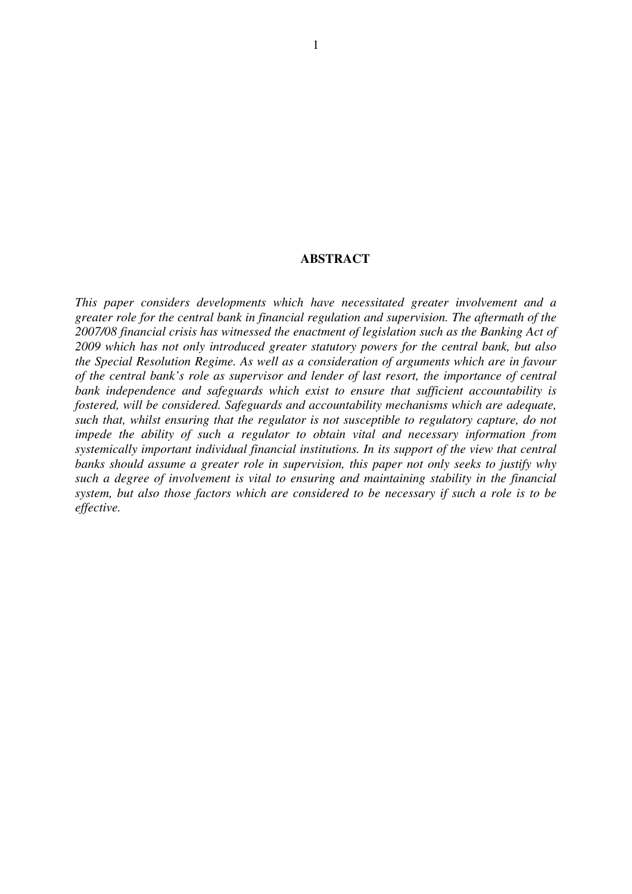## ABSTRACT

*This paper considers developments which have necessitated greater involvement and a greater role for the central bank in financial regulation and supervision. The aftermath of the 2007/08 financial crisis has witnessed the enactment of legislation such as the Banking Act of 2009 which has not only introduced greater statutory powers for the central bank, but also the Special Resolution Regime. As well as a consideration of arguments which are in favour of the central bank's role as supervisor and lender of last resort, the importance of central bank independence and safeguards which exist to ensure that sufficient accountability is fostered, will be considered. Safeguards and accountability mechanisms which are adequate, such that, whilst ensuring that the regulator is not susceptible to regulatory capture, do not impede the ability of such a regulator to obtain vital and necessary information from systemically important individual financial institutions. In its support of the view that central banks should assume a greater role in supervision, this paper not only seeks to justify why such a degree of involvement is vital to ensuring and maintaining stability in the financial system, but also those factors which are considered to be necessary if such a role is to be effective.*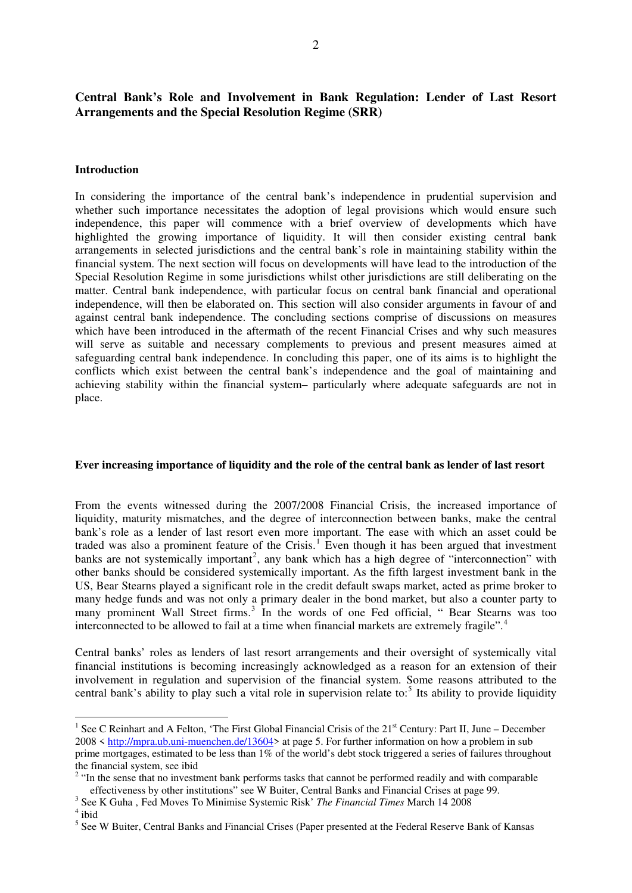## Central Bank's Role and Involvement in Bank Regulation: Lender of Last Resort Arrangements and the Special Resolution Regime (SRR)

### Introduction

In considering the importance of the central bank's independence in prudential supervision and whether such importance necessitates the adoption of legal provisions which would ensure such independence, this paper will commence with a brief overview of developments which have highlighted the growing importance of liquidity. It will then consider existing central bank arrangements in selected jurisdictions and the central bank's role in maintaining stability within the financial system. The next section will focus on developments will have lead to the introduction of the Special Resolution Regime in some jurisdictions whilst other jurisdictions are still deliberating on the matter. Central bank independence, with particular focus on central bank financial and operational independence, will then be elaborated on. This section will also consider arguments in favour of and against central bank independence. The concluding sections comprise of discussions on measures which have been introduced in the aftermath of the recent Financial Crises and why such measures will serve as suitable and necessary complements to previous and present measures aimed at safeguarding central bank independence. In concluding this paper, one of its aims is to highlight the conflicts which exist between the central bank's independence and the goal of maintaining and achieving stability within the financial system– particularly where adequate safeguards are not in place.

### Ever increasing importance of liquidity and the role of the central bank as lender of last resort

From the events witnessed during the 2007/2008 Financial Crisis, the increased importance of liquidity, maturity mismatches, and the degree of interconnection between banks, make the central bank's role as a lender of last resort even more important. The ease with which an asset could be traded was also a prominent feature of the Crisis.[1] Even though it has been argued that investment banks are not systemically important[2], any bank which has a high degree of "interconnection" with other banks should be considered systemically important. As the fifth largest investment bank in the US, Bear Stearns played a significant role in the credit default swaps market, acted as prime broker to many hedge funds and was not only a primary dealer in the bond market, but also a counter party to many prominent Wall Street firms.[3] In the words of one Fed official, " Bear Stearns was too interconnected to be allowed to fail at a time when financial markets are extremely fragile".[4]

Central banks' roles as lenders of last resort arrangements and their oversight of systemically vital financial institutions is becoming increasingly acknowledged as a reason for an extension of their involvement in regulation and supervision of the financial system. Some reasons attributed to the central bank's ability to play such a vital role in supervision relate to:[5] Its ability to provide liquidity

---

[1] See C Reinhart and A Felton, 'The First Global Financial Crisis of the 21st Century: Part II, June – December 2008 < http://mpra.ub.uni-muenchen.de/13604> at page 5. For further information on how a problem in sub prime mortgages, estimated to be less than 1% of the world's debt stock triggered a series of failures throughout the financial system, see ibid

[2] "In the sense that no investment bank performs tasks that cannot be performed readily and with comparable effectiveness by other institutions" see W Buiter, Central Banks and Financial Crises at page 99.

[3] See K Guha , Fed Moves To Minimise Systemic Risk' *The Financial Times* March 14 2008

[4] ibid

[5] See W Buiter, Central Banks and Financial Crises (Paper presented at the Federal Reserve Bank of Kansas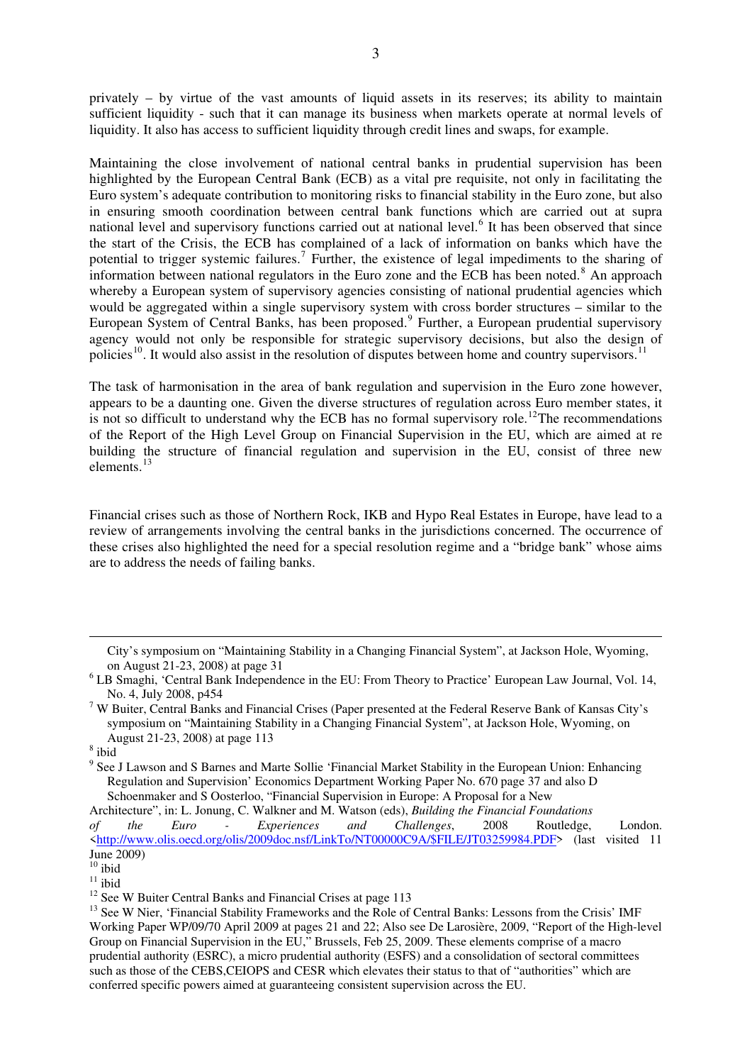privately – by virtue of the vast amounts of liquid assets in its reserves; its ability to maintain sufficient liquidity - such that it can manage its business when markets operate at normal levels of liquidity. It also has access to sufficient liquidity through credit lines and swaps, for example.

Maintaining the close involvement of national central banks in prudential supervision has been highlighted by the European Central Bank (ECB) as a vital pre requisite, not only in facilitating the Euro system's adequate contribution to monitoring risks to financial stability in the Euro zone, but also in ensuring smooth coordination between central bank functions which are carried out at supra national level and supervisory functions carried out at national level.[6] It has been observed that since the start of the Crisis, the ECB has complained of a lack of information on banks which have the potential to trigger systemic failures.[7] Further, the existence of legal impediments to the sharing of information between national regulators in the Euro zone and the ECB has been noted.[8] An approach whereby a European system of supervisory agencies consisting of national prudential agencies which would be aggregated within a single supervisory system with cross border structures – similar to the European System of Central Banks, has been proposed.[9] Further, a European prudential supervisory agency would not only be responsible for strategic supervisory decisions, but also the design of policies[10]. It would also assist in the resolution of disputes between home and country supervisors.[11]

The task of harmonisation in the area of bank regulation and supervision in the Euro zone however, appears to be a daunting one. Given the diverse structures of regulation across Euro member states, it is not so difficult to understand why the ECB has no formal supervisory role.[12]The recommendations of the Report of the High Level Group on Financial Supervision in the EU, which are aimed at re building the structure of financial regulation and supervision in the EU, consist of three new elements.[13]

Financial crises such as those of Northern Rock, IKB and Hypo Real Estates in Europe, have lead to a review of arrangements involving the central banks in the jurisdictions concerned. The occurrence of these crises also highlighted the need for a special resolution regime and a "bridge bank" whose aims are to address the needs of failing banks.

---

City's symposium on "Maintaining Stability in a Changing Financial System", at Jackson Hole, Wyoming, on August 21-23, 2008) at page 31

[6] LB Smaghi, 'Central Bank Independence in the EU: From Theory to Practice' European Law Journal, Vol. 14, No. 4, July 2008, p454

[7] W Buiter, Central Banks and Financial Crises (Paper presented at the Federal Reserve Bank of Kansas City's symposium on "Maintaining Stability in a Changing Financial System", at Jackson Hole, Wyoming, on August 21-23, 2008) at page 113

[8] ibid

[9] See J Lawson and S Barnes and Marte Sollie 'Financial Market Stability in the European Union: Enhancing Regulation and Supervision' Economics Department Working Paper No. 670 page 37 and also D Schoenmaker and S Oosterloo, "Financial Supervision in Europe: A Proposal for a New Architecture", in: L. Jonung, C. Walkner and M. Watson (eds), *Building the Financial Foundations of the Euro - Experiences and Challenges*, 2008 Routledge, London. <http://www.olis.oecd.org/olis/2009doc.nsf/LinkTo/NT00000C9A/$FILE/JT03259984.PDF> (last visited 11 June 2009)

[10] ibid

[11] ibid

[12] See W Buiter Central Banks and Financial Crises at page 113

[13] See W Nier, 'Financial Stability Frameworks and the Role of Central Banks: Lessons from the Crisis' IMF Working Paper WP/09/70 April 2009 at pages 21 and 22; Also see De Larosière, 2009, "Report of the High-level Group on Financial Supervision in the EU," Brussels, Feb 25, 2009. These elements comprise of a macro prudential authority (ESRC), a micro prudential authority (ESFS) and a consolidation of sectoral committees such as those of the CEBS,CEIOPS and CESR which elevates their status to that of "authorities" which are conferred specific powers aimed at guaranteeing consistent supervision across the EU.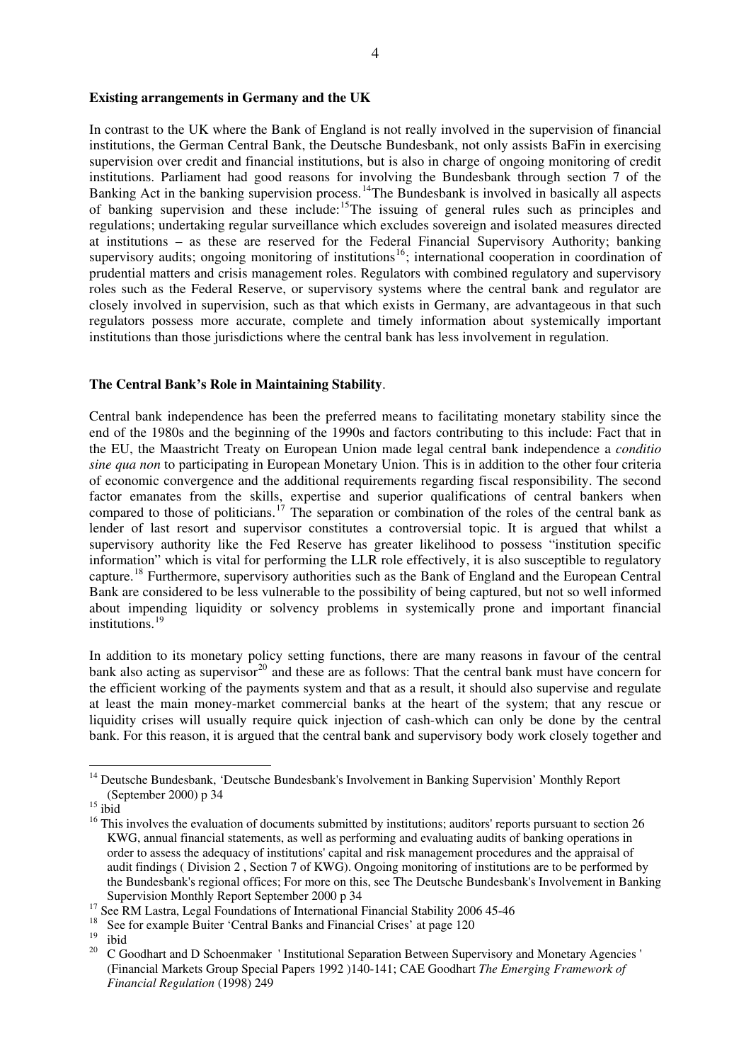**Existing arrangements in Germany and the UK**

In contrast to the UK where the Bank of England is not really involved in the supervision of financial institutions, the German Central Bank, the Deutsche Bundesbank, not only assists BaFin in exercising supervision over credit and financial institutions, but is also in charge of ongoing monitoring of credit institutions. Parliament had good reasons for involving the Bundesbank through section 7 of the Banking Act in the banking supervision process.[14]The Bundesbank is involved in basically all aspects of banking supervision and these include:[15]The issuing of general rules such as principles and regulations; undertaking regular surveillance which excludes sovereign and isolated measures directed at institutions – as these are reserved for the Federal Financial Supervisory Authority; banking supervisory audits; ongoing monitoring of institutions[16]; international cooperation in coordination of prudential matters and crisis management roles. Regulators with combined regulatory and supervisory roles such as the Federal Reserve, or supervisory systems where the central bank and regulator are closely involved in supervision, such as that which exists in Germany, are advantageous in that such regulators possess more accurate, complete and timely information about systemically important institutions than those jurisdictions where the central bank has less involvement in regulation.

**The Central Bank's Role in Maintaining Stability**.

Central bank independence has been the preferred means to facilitating monetary stability since the end of the 1980s and the beginning of the 1990s and factors contributing to this include: Fact that in the EU, the Maastricht Treaty on European Union made legal central bank independence a *conditio sine qua non* to participating in European Monetary Union. This is in addition to the other four criteria of economic convergence and the additional requirements regarding fiscal responsibility. The second factor emanates from the skills, expertise and superior qualifications of central bankers when compared to those of politicians.[17] The separation or combination of the roles of the central bank as lender of last resort and supervisor constitutes a controversial topic. It is argued that whilst a supervisory authority like the Fed Reserve has greater likelihood to possess "institution specific information" which is vital for performing the LLR role effectively, it is also susceptible to regulatory capture.[18] Furthermore, supervisory authorities such as the Bank of England and the European Central Bank are considered to be less vulnerable to the possibility of being captured, but not so well informed about impending liquidity or solvency problems in systemically prone and important financial institutions.[19]

In addition to its monetary policy setting functions, there are many reasons in favour of the central bank also acting as supervisor[20] and these are as follows: That the central bank must have concern for the efficient working of the payments system and that as a result, it should also supervise and regulate at least the main money-market commercial banks at the heart of the system; that any rescue or liquidity crises will usually require quick injection of cash-which can only be done by the central bank. For this reason, it is argued that the central bank and supervisory body work closely together and

---

[14] Deutsche Bundesbank, 'Deutsche Bundesbank's Involvement in Banking Supervision' Monthly Report (September 2000) p 34

[15] ibid

[16] This involves the evaluation of documents submitted by institutions; auditors' reports pursuant to section 26 KWG, annual financial statements, as well as performing and evaluating audits of banking operations in order to assess the adequacy of institutions' capital and risk management procedures and the appraisal of audit findings ( Division 2 , Section 7 of KWG). Ongoing monitoring of institutions are to be performed by the Bundesbank's regional offices; For more on this, see The Deutsche Bundesbank's Involvement in Banking Supervision Monthly Report September 2000 p 34

[17] See RM Lastra, Legal Foundations of International Financial Stability 2006 45-46

[18] See for example Buiter 'Central Banks and Financial Crises' at page 120

[19] ibid

[20] C Goodhart and D Schoenmaker ' Institutional Separation Between Supervisory and Monetary Agencies ' (Financial Markets Group Special Papers 1992 )140-141; CAE Goodhart *The Emerging Framework of Financial Regulation* (1998) 249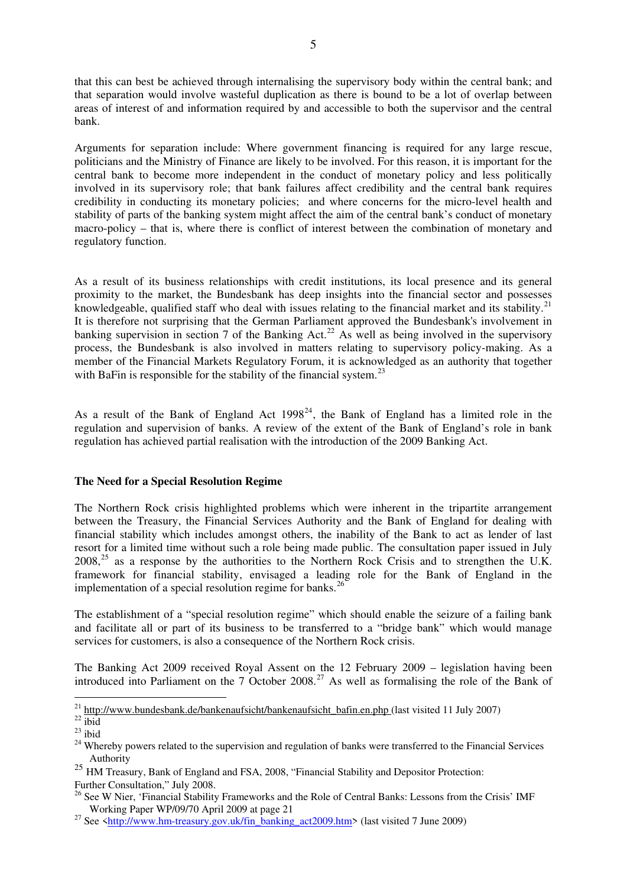that this can best be achieved through internalising the supervisory body within the central bank; and that separation would involve wasteful duplication as there is bound to be a lot of overlap between areas of interest of and information required by and accessible to both the supervisor and the central bank.

Arguments for separation include: Where government financing is required for any large rescue, politicians and the Ministry of Finance are likely to be involved. For this reason, it is important for the central bank to become more independent in the conduct of monetary policy and less politically involved in its supervisory role; that bank failures affect credibility and the central bank requires credibility in conducting its monetary policies; and where concerns for the micro-level health and stability of parts of the banking system might affect the aim of the central bank's conduct of monetary macro-policy – that is, where there is conflict of interest between the combination of monetary and regulatory function.

As a result of its business relationships with credit institutions, its local presence and its general proximity to the market, the Bundesbank has deep insights into the financial sector and possesses knowledgeable, qualified staff who deal with issues relating to the financial market and its stability.[21] It is therefore not surprising that the German Parliament approved the Bundesbank's involvement in banking supervision in section 7 of the Banking Act.[22] As well as being involved in the supervisory process, the Bundesbank is also involved in matters relating to supervisory policy-making. As a member of the Financial Markets Regulatory Forum, it is acknowledged as an authority that together with BaFin is responsible for the stability of the financial system.[23]

As a result of the Bank of England Act 1998[24], the Bank of England has a limited role in the regulation and supervision of banks. A review of the extent of the Bank of England's role in bank regulation has achieved partial realisation with the introduction of the 2009 Banking Act.

**The Need for a Special Resolution Regime**

The Northern Rock crisis highlighted problems which were inherent in the tripartite arrangement between the Treasury, the Financial Services Authority and the Bank of England for dealing with financial stability which includes amongst others, the inability of the Bank to act as lender of last resort for a limited time without such a role being made public. The consultation paper issued in July 2008,[25] as a response by the authorities to the Northern Rock Crisis and to strengthen the U.K. framework for financial stability, envisaged a leading role for the Bank of England in the implementation of a special resolution regime for banks.[26]

The establishment of a "special resolution regime" which should enable the seizure of a failing bank and facilitate all or part of its business to be transferred to a "bridge bank" which would manage services for customers, is also a consequence of the Northern Rock crisis.

The Banking Act 2009 received Royal Assent on the 12 February 2009 – legislation having been introduced into Parliament on the 7 October 2008.[27] As well as formalising the role of the Bank of

---

[21] http://www.bundesbank.de/bankenaufsicht/bankenaufsicht_bafin.en.php (last visited 11 July 2007)

[22] ibid

[23] ibid

[24] Whereby powers related to the supervision and regulation of banks were transferred to the Financial Services Authority

[25] HM Treasury, Bank of England and FSA, 2008, "Financial Stability and Depositor Protection: Further Consultation," July 2008.

[26] See W Nier, 'Financial Stability Frameworks and the Role of Central Banks: Lessons from the Crisis' IMF Working Paper WP/09/70 April 2009 at page 21

[27] See <http://www.hm-treasury.gov.uk/fin_banking_act2009.htm> (last visited 7 June 2009)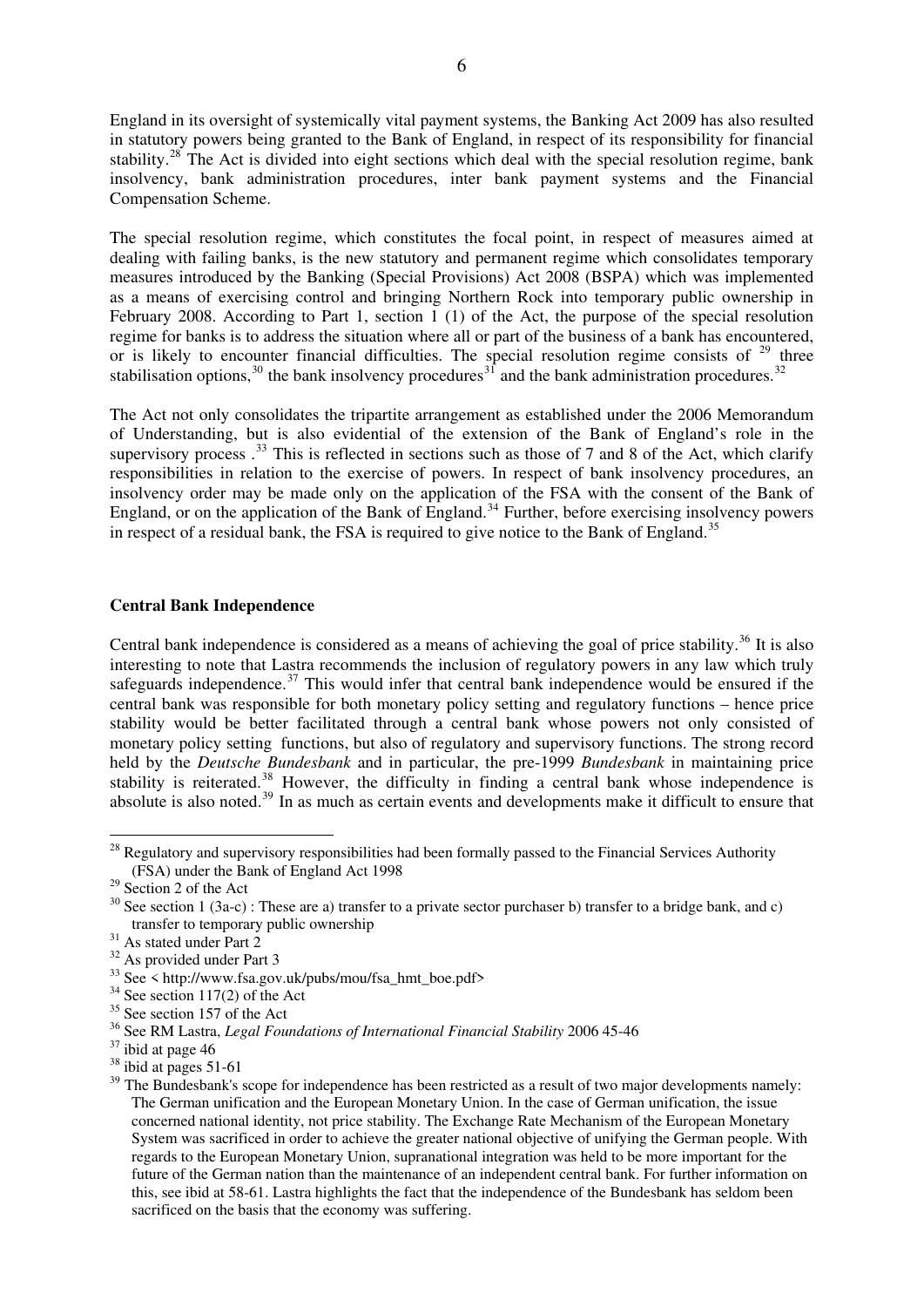England in its oversight of systemically vital payment systems, the Banking Act 2009 has also resulted in statutory powers being granted to the Bank of England, in respect of its responsibility for financial stability.[28] The Act is divided into eight sections which deal with the special resolution regime, bank insolvency, bank administration procedures, inter bank payment systems and the Financial Compensation Scheme.

The special resolution regime, which constitutes the focal point, in respect of measures aimed at dealing with failing banks, is the new statutory and permanent regime which consolidates temporary measures introduced by the Banking (Special Provisions) Act 2008 (BSPA) which was implemented as a means of exercising control and bringing Northern Rock into temporary public ownership in February 2008. According to Part 1, section 1 (1) of the Act, the purpose of the special resolution regime for banks is to address the situation where all or part of the business of a bank has encountered, or is likely to encounter financial difficulties. The special resolution regime consists of [29] three stabilisation options,[30] the bank insolvency procedures[31] and the bank administration procedures.[32]

The Act not only consolidates the tripartite arrangement as established under the 2006 Memorandum of Understanding, but is also evidential of the extension of the Bank of England's role in the supervisory process .[33] This is reflected in sections such as those of 7 and 8 of the Act, which clarify responsibilities in relation to the exercise of powers. In respect of bank insolvency procedures, an insolvency order may be made only on the application of the FSA with the consent of the Bank of England, or on the application of the Bank of England.[34] Further, before exercising insolvency powers in respect of a residual bank, the FSA is required to give notice to the Bank of England.[35]

**Central Bank Independence**

Central bank independence is considered as a means of achieving the goal of price stability.[36] It is also interesting to note that Lastra recommends the inclusion of regulatory powers in any law which truly safeguards independence.[37] This would infer that central bank independence would be ensured if the central bank was responsible for both monetary policy setting and regulatory functions – hence price stability would be better facilitated through a central bank whose powers not only consisted of monetary policy setting functions, but also of regulatory and supervisory functions. The strong record held by the *Deutsche Bundesbank* and in particular, the pre-1999 *Bundesbank* in maintaining price stability is reiterated.[38] However, the difficulty in finding a central bank whose independence is absolute is also noted.[39] In as much as certain events and developments make it difficult to ensure that

---

[28] Regulatory and supervisory responsibilities had been formally passed to the Financial Services Authority (FSA) under the Bank of England Act 1998

[29] Section 2 of the Act

[30] See section 1 (3a-c) : These are a) transfer to a private sector purchaser b) transfer to a bridge bank, and c) transfer to temporary public ownership

[31] As stated under Part 2

[32] As provided under Part 3

[33] See < http://www.fsa.gov.uk/pubs/mou/fsa_hmt_boe.pdf>

[34] See section 117(2) of the Act

[35] See section 157 of the Act

[36] See RM Lastra, *Legal Foundations of International Financial Stability* 2006 45-46

[37] ibid at page 46

[38] ibid at pages 51-61

[39] The Bundesbank's scope for independence has been restricted as a result of two major developments namely: The German unification and the European Monetary Union. In the case of German unification, the issue concerned national identity, not price stability. The Exchange Rate Mechanism of the European Monetary System was sacrificed in order to achieve the greater national objective of unifying the German people. With regards to the European Monetary Union, supranational integration was held to be more important for the future of the German nation than the maintenance of an independent central bank. For further information on this, see ibid at 58-61. Lastra highlights the fact that the independence of the Bundesbank has seldom been sacrificed on the basis that the economy was suffering.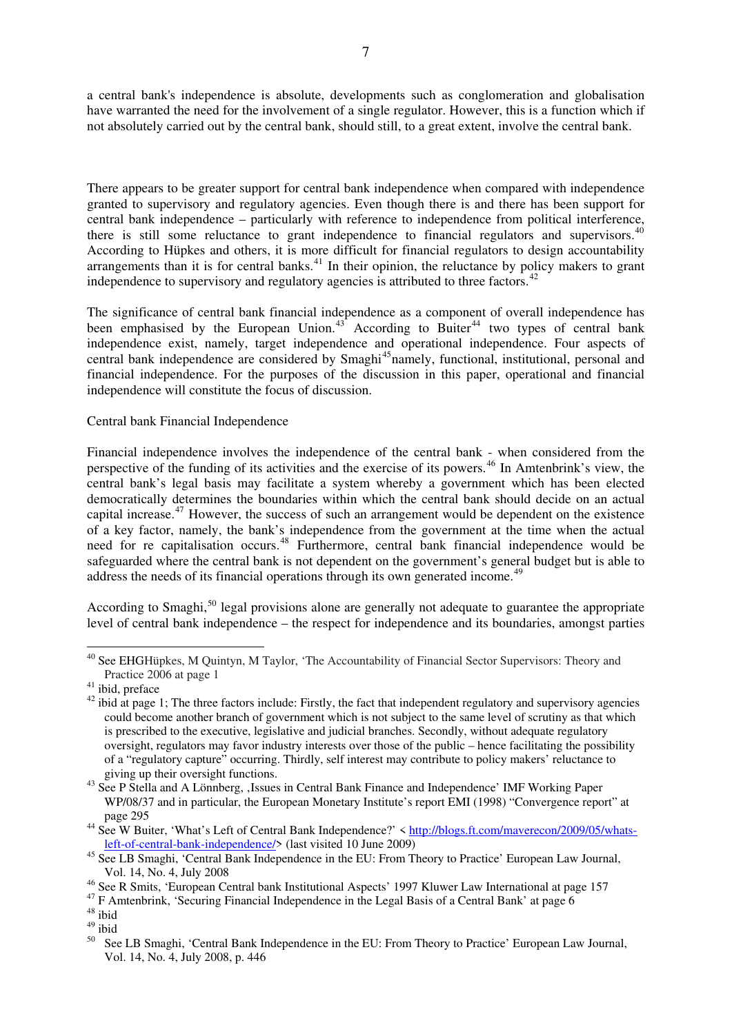a central bank's independence is absolute, developments such as conglomeration and globalisation have warranted the need for the involvement of a single regulator. However, this is a function which if not absolutely carried out by the central bank, should still, to a great extent, involve the central bank.

There appears to be greater support for central bank independence when compared with independence granted to supervisory and regulatory agencies. Even though there is and there has been support for central bank independence – particularly with reference to independence from political interference, there is still some reluctance to grant independence to financial regulators and supervisors.[40] According to Hüpkes and others, it is more difficult for financial regulators to design accountability arrangements than it is for central banks.[41] In their opinion, the reluctance by policy makers to grant independence to supervisory and regulatory agencies is attributed to three factors.[42]

The significance of central bank financial independence as a component of overall independence has been emphasised by the European Union.[43] According to Buiter[44] two types of central bank independence exist, namely, target independence and operational independence. Four aspects of central bank independence are considered by Smaghi[45] namely, functional, institutional, personal and financial independence. For the purposes of the discussion in this paper, operational and financial independence will constitute the focus of discussion.

Central bank Financial Independence

Financial independence involves the independence of the central bank - when considered from the perspective of the funding of its activities and the exercise of its powers.[46] In Amtenbrink's view, the central bank's legal basis may facilitate a system whereby a government which has been elected democratically determines the boundaries within which the central bank should decide on an actual capital increase.[47] However, the success of such an arrangement would be dependent on the existence of a key factor, namely, the bank's independence from the government at the time when the actual need for re capitalisation occurs.[48] Furthermore, central bank financial independence would be safeguarded where the central bank is not dependent on the government's general budget but is able to address the needs of its financial operations through its own generated income.[49]

According to Smaghi,[50] legal provisions alone are generally not adequate to guarantee the appropriate level of central bank independence – the respect for independence and its boundaries, amongst parties

---

[40] See EHGHüpkes, M Quintyn, M Taylor, 'The Accountability of Financial Sector Supervisors: Theory and Practice 2006 at page 1

[41] ibid, preface

[42] ibid at page 1; The three factors include: Firstly, the fact that independent regulatory and supervisory agencies could become another branch of government which is not subject to the same level of scrutiny as that which is prescribed to the executive, legislative and judicial branches. Secondly, without adequate regulatory oversight, regulators may favor industry interests over those of the public – hence facilitating the possibility of a "regulatory capture" occurring. Thirdly, self interest may contribute to policy makers' reluctance to giving up their oversight functions.

[43] See P Stella and A Lönnberg, ‚Issues in Central Bank Finance and Independence' IMF Working Paper WP/08/37 and in particular, the European Monetary Institute's report EMI (1998) "Convergence report" at page 295

[44] See W Buiter, 'What's Left of Central Bank Independence?' < http://blogs.ft.com/maverecon/2009/05/whats-left-of-central-bank-independence/> (last visited 10 June 2009)

[45] See LB Smaghi, 'Central Bank Independence in the EU: From Theory to Practice' European Law Journal, Vol. 14, No. 4, July 2008

[46] See R Smits, 'European Central bank Institutional Aspects' 1997 Kluwer Law International at page 157

[47] F Amtenbrink, 'Securing Financial Independence in the Legal Basis of a Central Bank' at page 6

[48] ibid

[49] ibid

[50] See LB Smaghi, 'Central Bank Independence in the EU: From Theory to Practice' European Law Journal, Vol. 14, No. 4, July 2008, p. 446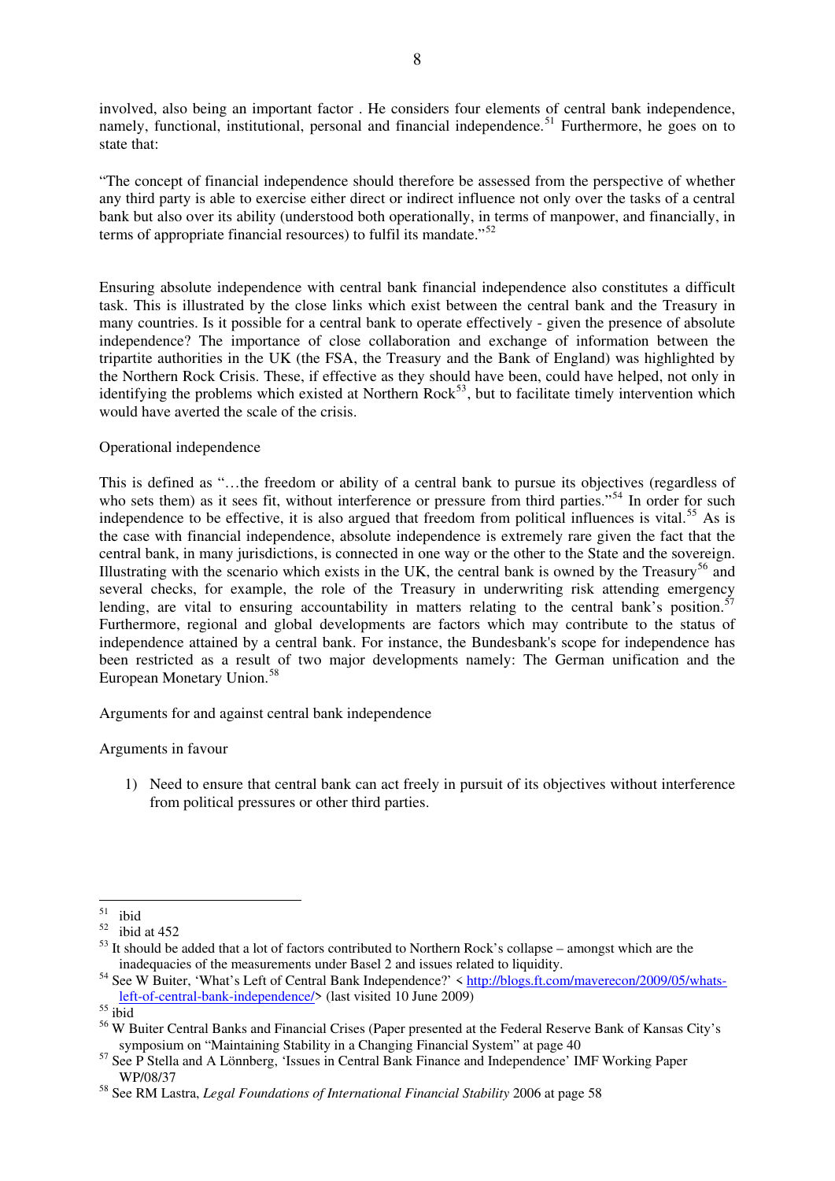involved, also being an important factor . He considers four elements of central bank independence, namely, functional, institutional, personal and financial independence.[51] Furthermore, he goes on to state that:

"The concept of financial independence should therefore be assessed from the perspective of whether any third party is able to exercise either direct or indirect influence not only over the tasks of a central bank but also over its ability (understood both operationally, in terms of manpower, and financially, in terms of appropriate financial resources) to fulfil its mandate."[52]

Ensuring absolute independence with central bank financial independence also constitutes a difficult task. This is illustrated by the close links which exist between the central bank and the Treasury in many countries. Is it possible for a central bank to operate effectively - given the presence of absolute independence? The importance of close collaboration and exchange of information between the tripartite authorities in the UK (the FSA, the Treasury and the Bank of England) was highlighted by the Northern Rock Crisis. These, if effective as they should have been, could have helped, not only in identifying the problems which existed at Northern Rock[53], but to facilitate timely intervention which would have averted the scale of the crisis.

Operational independence

This is defined as "…the freedom or ability of a central bank to pursue its objectives (regardless of who sets them) as it sees fit, without interference or pressure from third parties."[54] In order for such independence to be effective, it is also argued that freedom from political influences is vital.[55] As is the case with financial independence, absolute independence is extremely rare given the fact that the central bank, in many jurisdictions, is connected in one way or the other to the State and the sovereign. Illustrating with the scenario which exists in the UK, the central bank is owned by the Treasury[56] and several checks, for example, the role of the Treasury in underwriting risk attending emergency lending, are vital to ensuring accountability in matters relating to the central bank's position.[57] Furthermore, regional and global developments are factors which may contribute to the status of independence attained by a central bank. For instance, the Bundesbank's scope for independence has been restricted as a result of two major developments namely: The German unification and the European Monetary Union.[58]

Arguments for and against central bank independence

Arguments in favour

1) Need to ensure that central bank can act freely in pursuit of its objectives without interference from political pressures or other third parties.

---

[51] ibid

[52] ibid at 452

[53] It should be added that a lot of factors contributed to Northern Rock's collapse – amongst which are the inadequacies of the measurements under Basel 2 and issues related to liquidity.

[54] See W Buiter, 'What's Left of Central Bank Independence?' < http://blogs.ft.com/maverecon/2009/05/whats-left-of-central-bank-independence/> (last visited 10 June 2009)

[55] ibid

[56] W Buiter Central Banks and Financial Crises (Paper presented at the Federal Reserve Bank of Kansas City's symposium on "Maintaining Stability in a Changing Financial System" at page 40

[57] See P Stella and A Lönnberg, 'Issues in Central Bank Finance and Independence' IMF Working Paper WP/08/37

[58] See RM Lastra, *Legal Foundations of International Financial Stability* 2006 at page 58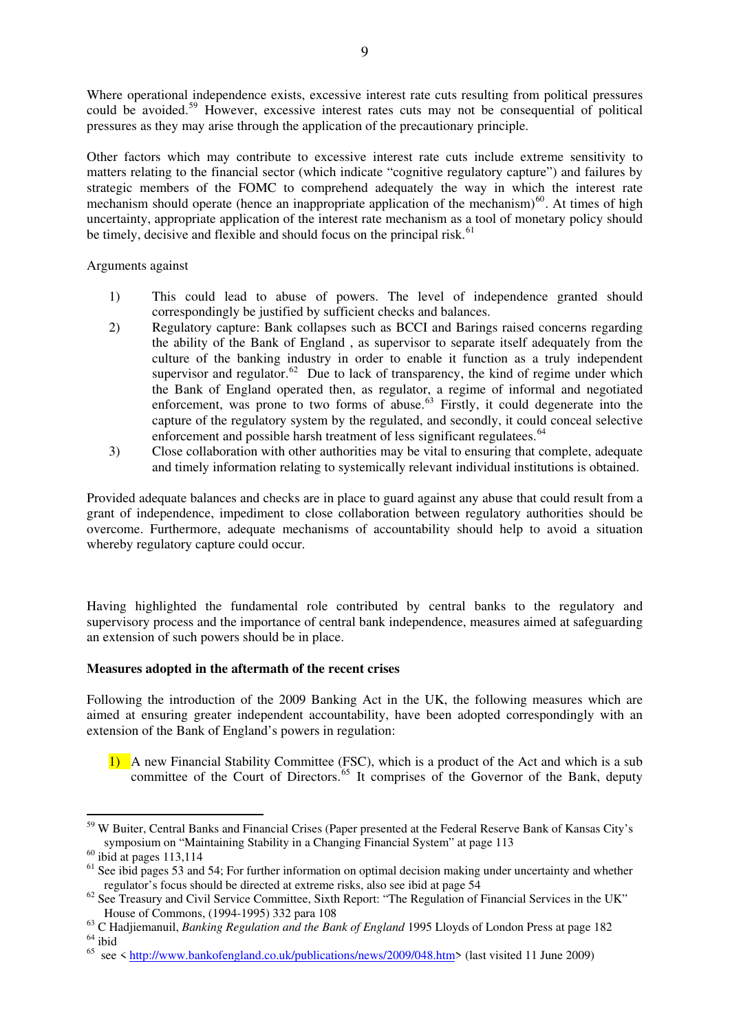Where operational independence exists, excessive interest rate cuts resulting from political pressures could be avoided.[59] However, excessive interest rates cuts may not be consequential of political pressures as they may arise through the application of the precautionary principle.

Other factors which may contribute to excessive interest rate cuts include extreme sensitivity to matters relating to the financial sector (which indicate "cognitive regulatory capture") and failures by strategic members of the FOMC to comprehend adequately the way in which the interest rate mechanism should operate (hence an inappropriate application of the mechanism)[60]. At times of high uncertainty, appropriate application of the interest rate mechanism as a tool of monetary policy should be timely, decisive and flexible and should focus on the principal risk.[61]

Arguments against

1) This could lead to abuse of powers. The level of independence granted should correspondingly be justified by sufficient checks and balances.
2) Regulatory capture: Bank collapses such as BCCI and Barings raised concerns regarding the ability of the Bank of England , as supervisor to separate itself adequately from the culture of the banking industry in order to enable it function as a truly independent supervisor and regulator.[62] Due to lack of transparency, the kind of regime under which the Bank of England operated then, as regulator, a regime of informal and negotiated enforcement, was prone to two forms of abuse.[63] Firstly, it could degenerate into the capture of the regulatory system by the regulated, and secondly, it could conceal selective enforcement and possible harsh treatment of less significant regulatees.[64]
3) Close collaboration with other authorities may be vital to ensuring that complete, adequate and timely information relating to systemically relevant individual institutions is obtained.

Provided adequate balances and checks are in place to guard against any abuse that could result from a grant of independence, impediment to close collaboration between regulatory authorities should be overcome. Furthermore, adequate mechanisms of accountability should help to avoid a situation whereby regulatory capture could occur.

Having highlighted the fundamental role contributed by central banks to the regulatory and supervisory process and the importance of central bank independence, measures aimed at safeguarding an extension of such powers should be in place.

**Measures adopted in the aftermath of the recent crises**

Following the introduction of the 2009 Banking Act in the UK, the following measures which are aimed at ensuring greater independent accountability, have been adopted correspondingly with an extension of the Bank of England's powers in regulation:

1) A new Financial Stability Committee (FSC), which is a product of the Act and which is a sub committee of the Court of Directors.[65] It comprises of the Governor of the Bank, deputy

---

[59] W Buiter, Central Banks and Financial Crises (Paper presented at the Federal Reserve Bank of Kansas City's symposium on "Maintaining Stability in a Changing Financial System" at page 113

[60] ibid at pages 113,114

[61] See ibid pages 53 and 54; For further information on optimal decision making under uncertainty and whether regulator's focus should be directed at extreme risks, also see ibid at page 54

[62] See Treasury and Civil Service Committee, Sixth Report: "The Regulation of Financial Services in the UK" House of Commons, (1994-1995) 332 para 108

[63] C Hadjiemanuil, *Banking Regulation and the Bank of England* 1995 Lloyds of London Press at page 182

[64] ibid

[65] see < http://www.bankofengland.co.uk/publications/news/2009/048.htm> (last visited 11 June 2009)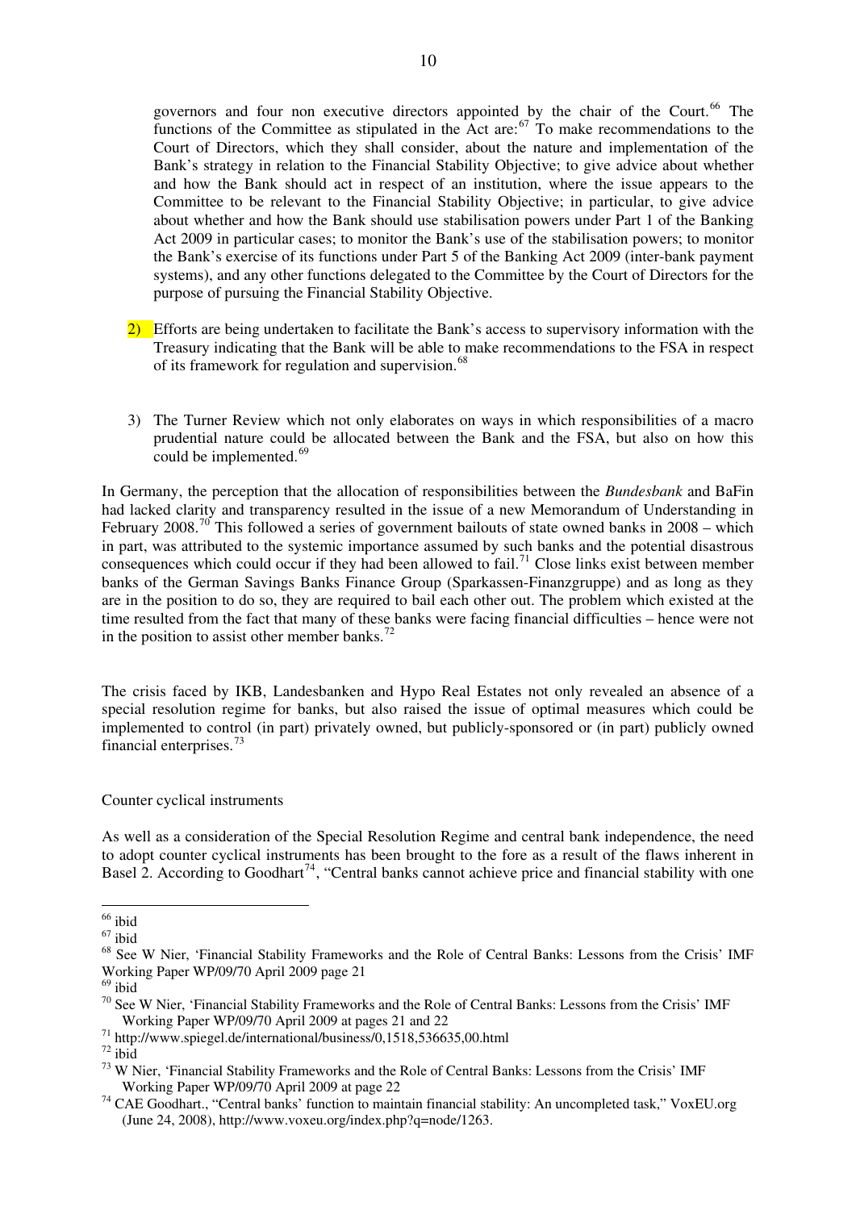governors and four non executive directors appointed by the chair of the Court.[66] The functions of the Committee as stipulated in the Act are:[67] To make recommendations to the Court of Directors, which they shall consider, about the nature and implementation of the Bank's strategy in relation to the Financial Stability Objective; to give advice about whether and how the Bank should act in respect of an institution, where the issue appears to the Committee to be relevant to the Financial Stability Objective; in particular, to give advice about whether and how the Bank should use stabilisation powers under Part 1 of the Banking Act 2009 in particular cases; to monitor the Bank's use of the stabilisation powers; to monitor the Bank's exercise of its functions under Part 5 of the Banking Act 2009 (inter-bank payment systems), and any other functions delegated to the Committee by the Court of Directors for the purpose of pursuing the Financial Stability Objective.

2) Efforts are being undertaken to facilitate the Bank's access to supervisory information with the Treasury indicating that the Bank will be able to make recommendations to the FSA in respect of its framework for regulation and supervision.[68]

3) The Turner Review which not only elaborates on ways in which responsibilities of a macro prudential nature could be allocated between the Bank and the FSA, but also on how this could be implemented.[69]

In Germany, the perception that the allocation of responsibilities between the *Bundesbank* and BaFin had lacked clarity and transparency resulted in the issue of a new Memorandum of Understanding in February 2008.[70] This followed a series of government bailouts of state owned banks in 2008 – which in part, was attributed to the systemic importance assumed by such banks and the potential disastrous consequences which could occur if they had been allowed to fail.[71] Close links exist between member banks of the German Savings Banks Finance Group (Sparkassen-Finanzgruppe) and as long as they are in the position to do so, they are required to bail each other out. The problem which existed at the time resulted from the fact that many of these banks were facing financial difficulties – hence were not in the position to assist other member banks.[72]

The crisis faced by IKB, Landesbanken and Hypo Real Estates not only revealed an absence of a special resolution regime for banks, but also raised the issue of optimal measures which could be implemented to control (in part) privately owned, but publicly-sponsored or (in part) publicly owned financial enterprises.[73]

Counter cyclical instruments

As well as a consideration of the Special Resolution Regime and central bank independence, the need to adopt counter cyclical instruments has been brought to the fore as a result of the flaws inherent in Basel 2. According to Goodhart[74], "Central banks cannot achieve price and financial stability with one

---

[66] ibid

[67] ibid

[68] See W Nier, 'Financial Stability Frameworks and the Role of Central Banks: Lessons from the Crisis' IMF Working Paper WP/09/70 April 2009 page 21

[69] ibid

[70] See W Nier, 'Financial Stability Frameworks and the Role of Central Banks: Lessons from the Crisis' IMF Working Paper WP/09/70 April 2009 at pages 21 and 22

[71] http://www.spiegel.de/international/business/0,1518,536635,00.html

[72] ibid

[73] W Nier, 'Financial Stability Frameworks and the Role of Central Banks: Lessons from the Crisis' IMF Working Paper WP/09/70 April 2009 at page 22

[74] CAE Goodhart., "Central banks' function to maintain financial stability: An uncompleted task," VoxEU.org (June 24, 2008), http://www.voxeu.org/index.php?q=node/1263.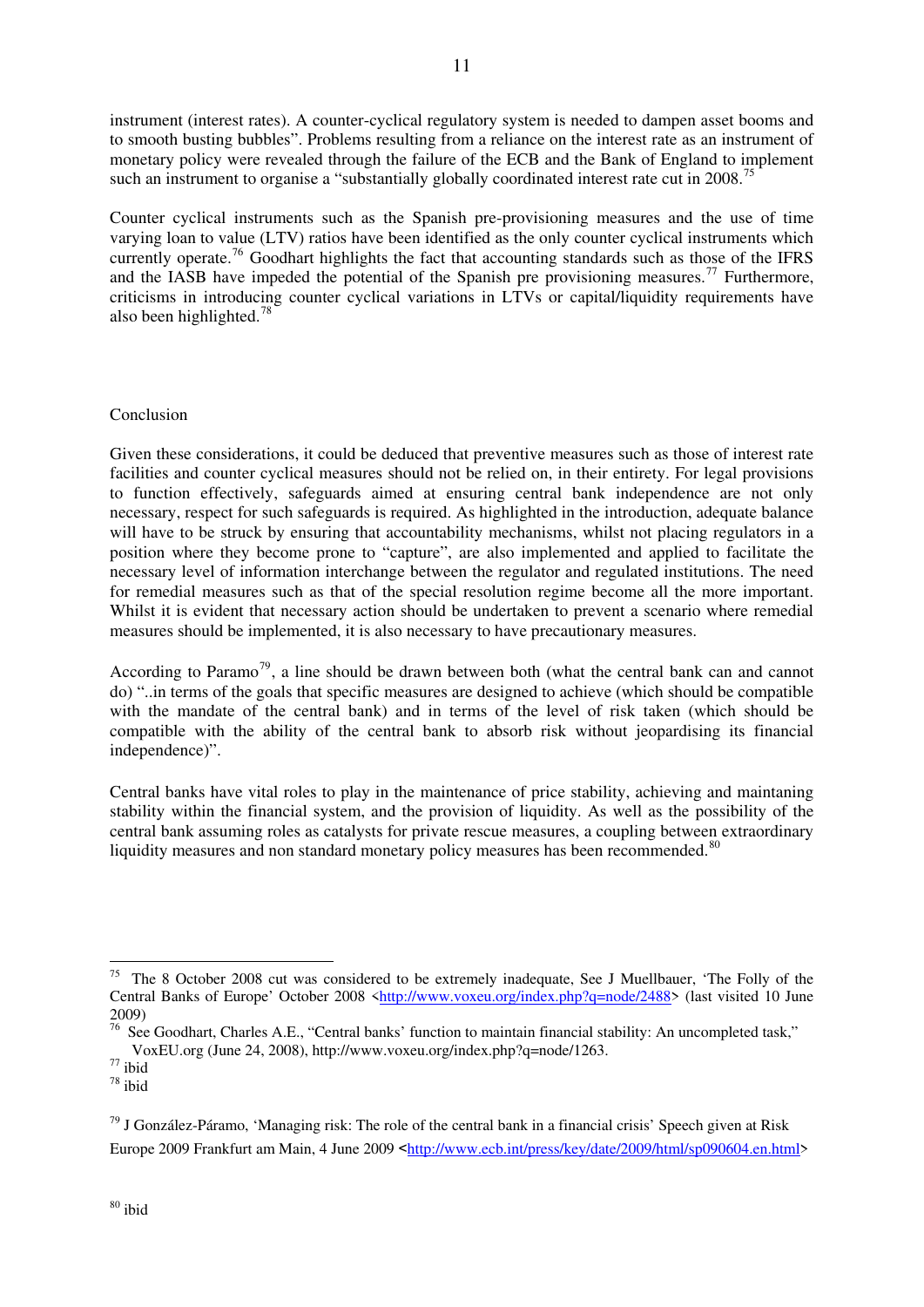instrument (interest rates). A counter-cyclical regulatory system is needed to dampen asset booms and to smooth busting bubbles". Problems resulting from a reliance on the interest rate as an instrument of monetary policy were revealed through the failure of the ECB and the Bank of England to implement such an instrument to organise a "substantially globally coordinated interest rate cut in 2008.[75]

Counter cyclical instruments such as the Spanish pre-provisioning measures and the use of time varying loan to value (LTV) ratios have been identified as the only counter cyclical instruments which currently operate.[76] Goodhart highlights the fact that accounting standards such as those of the IFRS and the IASB have impeded the potential of the Spanish pre provisioning measures.[77] Furthermore, criticisms in introducing counter cyclical variations in LTVs or capital/liquidity requirements have also been highlighted.[78]

## Conclusion

Given these considerations, it could be deduced that preventive measures such as those of interest rate facilities and counter cyclical measures should not be relied on, in their entirety. For legal provisions to function effectively, safeguards aimed at ensuring central bank independence are not only necessary, respect for such safeguards is required. As highlighted in the introduction, adequate balance will have to be struck by ensuring that accountability mechanisms, whilst not placing regulators in a position where they become prone to "capture", are also implemented and applied to facilitate the necessary level of information interchange between the regulator and regulated institutions. The need for remedial measures such as that of the special resolution regime become all the more important. Whilst it is evident that necessary action should be undertaken to prevent a scenario where remedial measures should be implemented, it is also necessary to have precautionary measures.

According to Paramo[79], a line should be drawn between both (what the central bank can and cannot do) "..in terms of the goals that specific measures are designed to achieve (which should be compatible with the mandate of the central bank) and in terms of the level of risk taken (which should be compatible with the ability of the central bank to absorb risk without jeopardising its financial independence)".

Central banks have vital roles to play in the maintenance of price stability, achieving and maintaning stability within the financial system, and the provision of liquidity. As well as the possibility of the central bank assuming roles as catalysts for private rescue measures, a coupling between extraordinary liquidity measures and non standard monetary policy measures has been recommended.[80]

---

[75] The 8 October 2008 cut was considered to be extremely inadequate, See J Muellbauer, 'The Folly of the Central Banks of Europe' October 2008 <http://www.voxeu.org/index.php?q=node/2488> (last visited 10 June 2009)

[76] See Goodhart, Charles A.E., "Central banks' function to maintain financial stability: An uncompleted task," VoxEU.org (June 24, 2008), http://www.voxeu.org/index.php?q=node/1263.

[77] ibid

[78] ibid

[79] J González-Páramo, 'Managing risk: The role of the central bank in a financial crisis' Speech given at Risk Europe 2009 Frankfurt am Main, 4 June 2009 <http://www.ecb.int/press/key/date/2009/html/sp090604.en.html>

[80] ibid